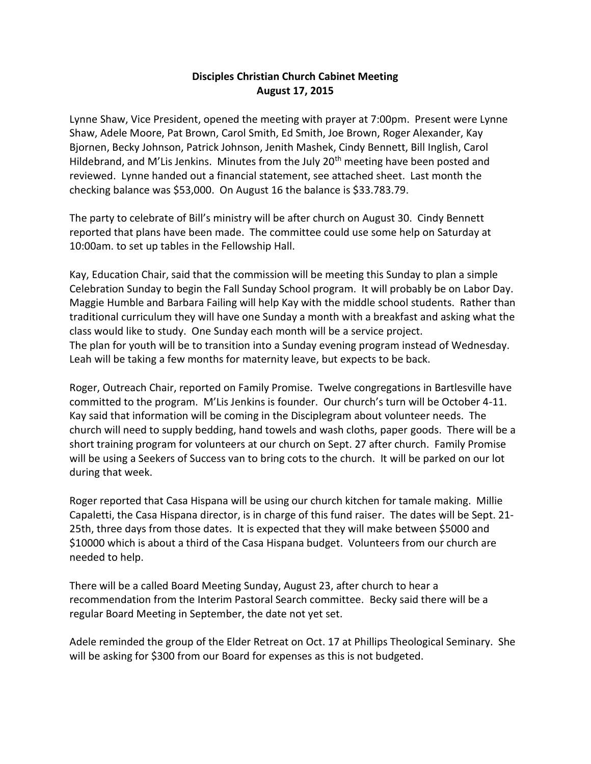**Disciples Christian Church Cabinet Meeting**
**August 17, 2015**

Lynne Shaw, Vice President, opened the meeting with prayer at 7:00pm. Present were Lynne Shaw, Adele Moore, Pat Brown, Carol Smith, Ed Smith, Joe Brown, Roger Alexander, Kay Bjornen, Becky Johnson, Patrick Johnson, Jenith Mashek, Cindy Bennett, Bill Inglish, Carol Hildebrand, and M'Lis Jenkins. Minutes from the July 20th meeting have been posted and reviewed. Lynne handed out a financial statement, see attached sheet. Last month the checking balance was $53,000. On August 16 the balance is $33.783.79.

The party to celebrate of Bill's ministry will be after church on August 30. Cindy Bennett reported that plans have been made. The committee could use some help on Saturday at 10:00am. to set up tables in the Fellowship Hall.

Kay, Education Chair, said that the commission will be meeting this Sunday to plan a simple Celebration Sunday to begin the Fall Sunday School program. It will probably be on Labor Day. Maggie Humble and Barbara Failing will help Kay with the middle school students. Rather than traditional curriculum they will have one Sunday a month with a breakfast and asking what the class would like to study. One Sunday each month will be a service project.
The plan for youth will be to transition into a Sunday evening program instead of Wednesday. Leah will be taking a few months for maternity leave, but expects to be back.

Roger, Outreach Chair, reported on Family Promise. Twelve congregations in Bartlesville have committed to the program. M'Lis Jenkins is founder. Our church's turn will be October 4-11. Kay said that information will be coming in the Disciplegram about volunteer needs. The church will need to supply bedding, hand towels and wash cloths, paper goods. There will be a short training program for volunteers at our church on Sept. 27 after church. Family Promise will be using a Seekers of Success van to bring cots to the church. It will be parked on our lot during that week.

Roger reported that Casa Hispana will be using our church kitchen for tamale making. Millie Capaletti, the Casa Hispana director, is in charge of this fund raiser. The dates will be Sept. 21-25th, three days from those dates. It is expected that they will make between $5000 and $10000 which is about a third of the Casa Hispana budget. Volunteers from our church are needed to help.

There will be a called Board Meeting Sunday, August 23, after church to hear a recommendation from the Interim Pastoral Search committee. Becky said there will be a regular Board Meeting in September, the date not yet set.

Adele reminded the group of the Elder Retreat on Oct. 17 at Phillips Theological Seminary. She will be asking for $300 from our Board for expenses as this is not budgeted.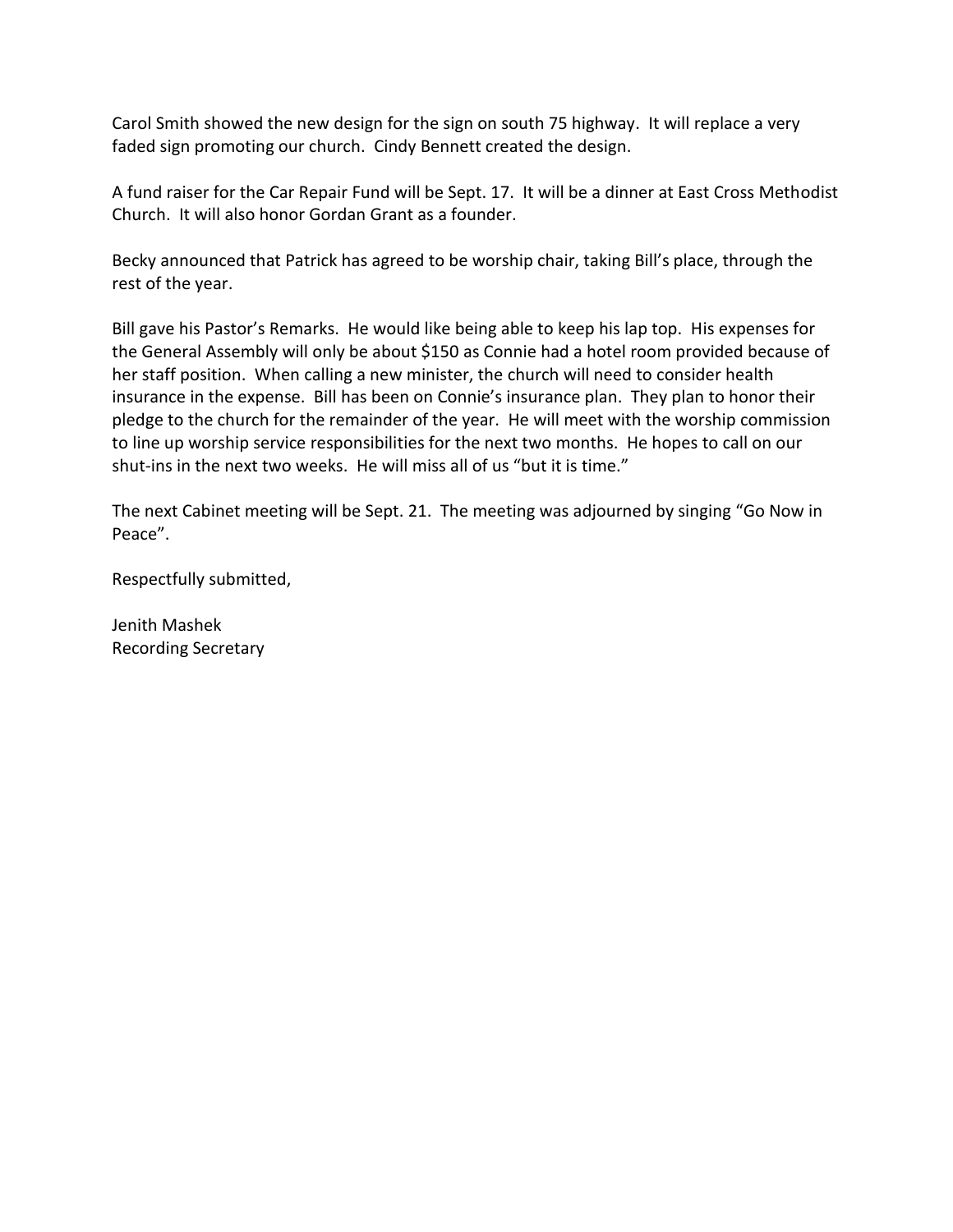Carol Smith showed the new design for the sign on south 75 highway. It will replace a very faded sign promoting our church. Cindy Bennett created the design.

A fund raiser for the Car Repair Fund will be Sept. 17. It will be a dinner at East Cross Methodist Church. It will also honor Gordan Grant as a founder.

Becky announced that Patrick has agreed to be worship chair, taking Bill's place, through the rest of the year.

Bill gave his Pastor's Remarks. He would like being able to keep his lap top. His expenses for the General Assembly will only be about $150 as Connie had a hotel room provided because of her staff position. When calling a new minister, the church will need to consider health insurance in the expense. Bill has been on Connie's insurance plan. They plan to honor their pledge to the church for the remainder of the year. He will meet with the worship commission to line up worship service responsibilities for the next two months. He hopes to call on our shut-ins in the next two weeks. He will miss all of us "but it is time."

The next Cabinet meeting will be Sept. 21. The meeting was adjourned by singing "Go Now in Peace".

Respectfully submitted,

Jenith Mashek
Recording Secretary